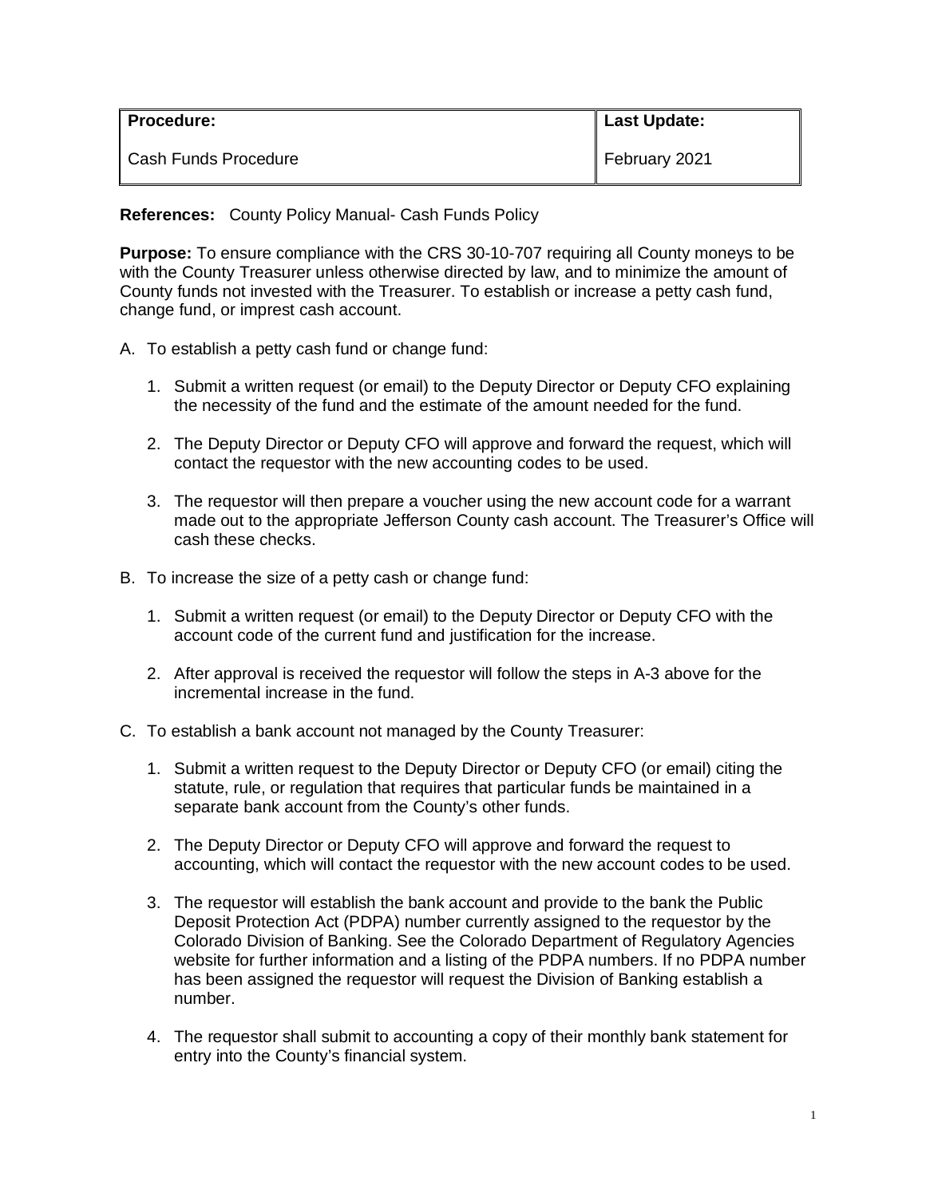| **Procedure:** | **Last Update:** |
| --- | --- |
| Cash Funds Procedure | February 2021 |

**References:** County Policy Manual- Cash Funds Policy

**Purpose:** To ensure compliance with the CRS 30-10-707 requiring all County moneys to be with the County Treasurer unless otherwise directed by law, and to minimize the amount of County funds not invested with the Treasurer. To establish or increase a petty cash fund, change fund, or impress cash account.

A. To establish a petty cash fund or change fund:

   1. Submit a written request (or email) to the Deputy Director or Deputy CFO explaining the necessity of the fund and the estimate of the amount needed for the fund.

   2. The Deputy Director or Deputy CFO will approve and forward the request, which will contact the requestor with the new accounting codes to be used.

   3. The requestor will then prepare a voucher using the new account code for a warrant made out to the appropriate Jefferson County cash account. The Treasurer's Office will cash these checks.

B. To increase the size of a petty cash or change fund:

   1. Submit a written request (or email) to the Deputy Director or Deputy CFO with the account code of the current fund and justification for the increase.

   2. After approval is received the requestor will follow the steps in A-3 above for the incremental increase in the fund.

C. To establish a bank account not managed by the County Treasurer:

   1. Submit a written request to the Deputy Director or Deputy CFO (or email) citing the statute, rule, or regulation that requires that particular funds be maintained in a separate bank account from the County's other funds.

   2. The Deputy Director or Deputy CFO will approve and forward the request to accounting, which will contact the requestor with the new account codes to be used.

   3. The requestor will establish the bank account and provide to the bank the Public Deposit Protection Act (PDPA) number currently assigned to the requestor by the Colorado Division of Banking. See the Colorado Department of Regulatory Agencies website for further information and a listing of the PDPA numbers. If no PDPA number has been assigned the requestor will request the Division of Banking establish a number.

   4. The requestor shall submit to accounting a copy of their monthly bank statement for entry into the County's financial system.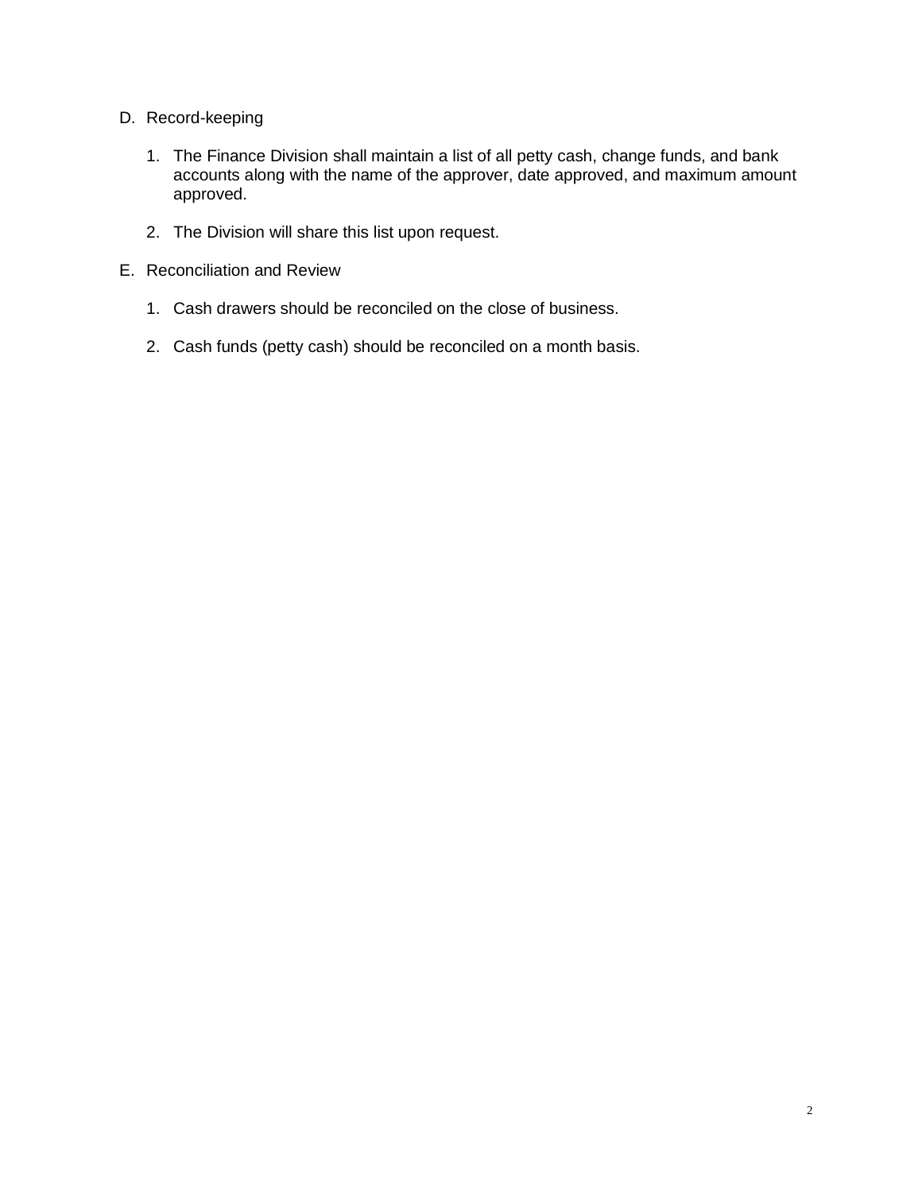D. Record-keeping

   1. The Finance Division shall maintain a list of all petty cash, change funds, and bank accounts along with the name of the approver, date approved, and maximum amount approved.

   2. The Division will share this list upon request.

E. Reconciliation and Review

   1. Cash drawers should be reconciled on the close of business.

   2. Cash funds (petty cash) should be reconciled on a month basis.